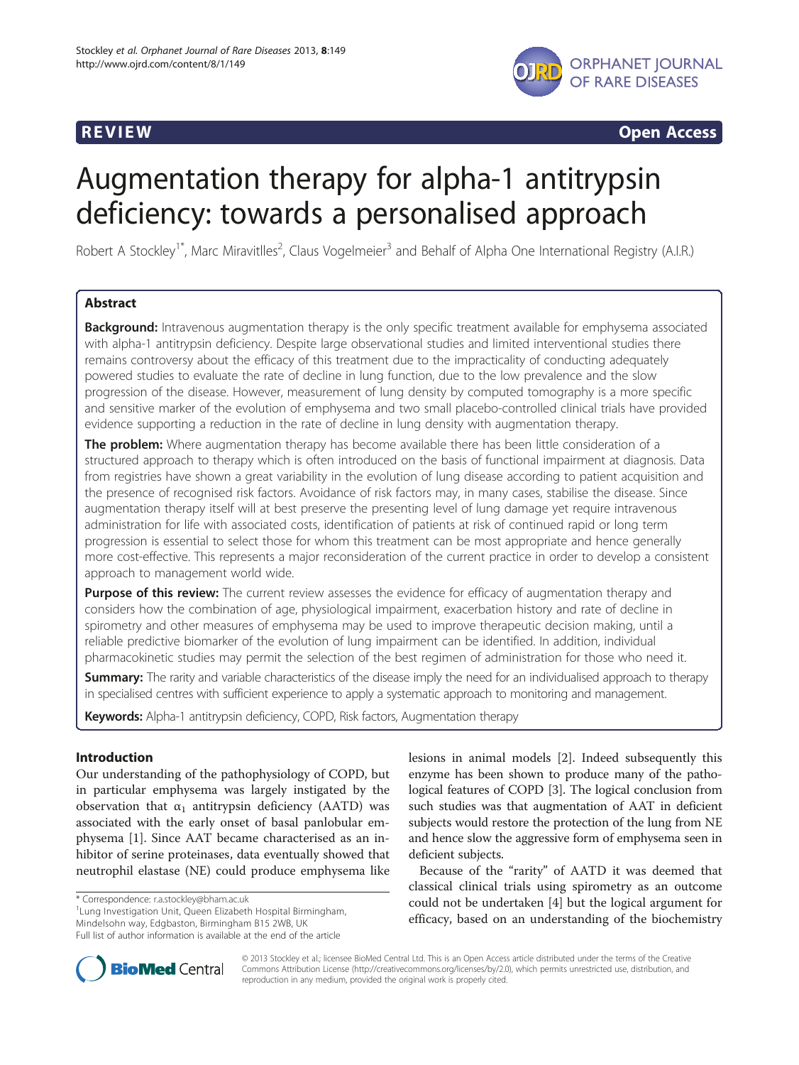**REVIEW** **Open Access**

# Augmentation therapy for alpha-1 antitrypsin deficiency: towards a personalised approach

Robert A Stockley[1*], Marc Miravitlles[2], Claus Vogelmeier[3] and Behalf of Alpha One International Registry (A.I.R.)

## Abstract

**Background:** Intravenous augmentation therapy is the only specific treatment available for emphysema associated with alpha-1 antitrypsin deficiency. Despite large observational studies and limited interventional studies there remains controversy about the efficacy of this treatment due to the impracticality of conducting adequately powered studies to evaluate the rate of decline in lung function, due to the low prevalence and the slow progression of the disease. However, measurement of lung density by computed tomography is a more specific and sensitive marker of the evolution of emphysema and two small placebo-controlled clinical trials have provided evidence supporting a reduction in the rate of decline in lung density with augmentation therapy.

**The problem:** Where augmentation therapy has become available there has been little consideration of a structured approach to therapy which is often introduced on the basis of functional impairment at diagnosis. Data from registries have shown a great variability in the evolution of lung disease according to patient acquisition and the presence of recognised risk factors. Avoidance of risk factors may, in many cases, stabilise the disease. Since augmentation therapy itself will at best preserve the presenting level of lung damage yet require intravenous administration for life with associated costs, identification of patients at risk of continued rapid or long term progression is essential to select those for whom this treatment can be most appropriate and hence generally more cost-effective. This represents a major reconsideration of the current practice in order to develop a consistent approach to management world wide.

**Purpose of this review:** The current review assesses the evidence for efficacy of augmentation therapy and considers how the combination of age, physiological impairment, exacerbation history and rate of decline in spirometry and other measures of emphysema may be used to improve therapeutic decision making, until a reliable predictive biomarker of the evolution of lung impairment can be identified. In addition, individual pharmacokinetic studies may permit the selection of the best regimen of administration for those who need it.

**Summary:** The rarity and variable characteristics of the disease imply the need for an individualised approach to therapy in specialised centres with sufficient experience to apply a systematic approach to monitoring and management.

**Keywords:** Alpha-1 antitrypsin deficiency, COPD, Risk factors, Augmentation therapy

## Introduction

Our understanding of the pathophysiology of COPD, but in particular emphysema was largely instigated by the observation that $\alpha_1$ antitrypsin deficiency (AATD) was associated with the early onset of basal panlobular emphysema [1]. Since AAT became characterised as an inhibitor of serine proteinases, data eventually showed that neutrophil elastase (NE) could produce emphysema like lesions in animal models [2]. Indeed subsequently this enzyme has been shown to produce many of the pathological features of COPD [3]. The logical conclusion from such studies was that augmentation of AAT in deficient subjects would restore the protection of the lung from NE and hence slow the aggressive form of emphysema seen in deficient subjects.

Because of the "rarity" of AATD it was deemed that classical clinical trials using spirometry as an outcome could not be undertaken [4] but the logical argument for efficacy, based on an understanding of the biochemistry

\* Correspondence: r.a.stockley@bham.ac.uk
[1]Lung Investigation Unit, Queen Elizabeth Hospital Birmingham, Mindelsohn way, Edgbaston, Birmingham B15 2WB, UK
Full list of author information is available at the end of the article

© 2013 Stockley et al.; licensee BioMed Central Ltd. This is an Open Access article distributed under the terms of the Creative Commons Attribution License (http://creativecommons.org/licenses/by/2.0), which permits unrestricted use, distribution, and reproduction in any medium, provided the original work is properly cited.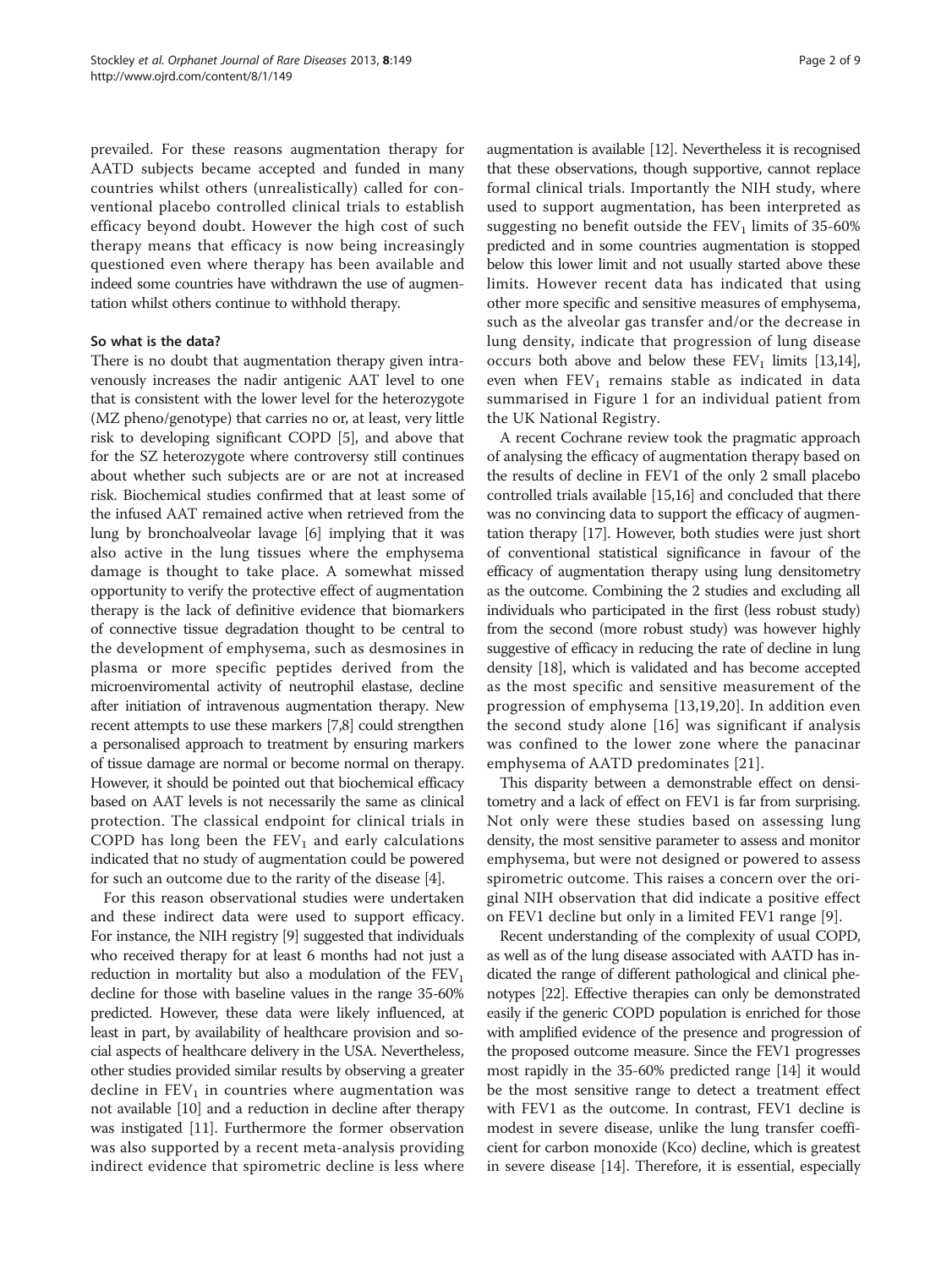prevailed. For these reasons augmentation therapy for AATD subjects became accepted and funded in many countries whilst others (unrealistically) called for conventional placebo controlled clinical trials to establish efficacy beyond doubt. However the high cost of such therapy means that efficacy is now being increasingly questioned even where therapy has been available and indeed some countries have withdrawn the use of augmentation whilst others continue to withhold therapy.

### So what is the data?

There is no doubt that augmentation therapy given intravenously increases the nadir antigenic AAT level to one that is consistent with the lower level for the heterozygote (MZ pheno/genotype) that carries no or, at least, very little risk to developing significant COPD [5], and above that for the SZ heterozygote where controversy still continues about whether such subjects are or are not at increased risk. Biochemical studies confirmed that at least some of the infused AAT remained active when retrieved from the lung by bronchoalveolar lavage [6] implying that it was also active in the lung tissues where the emphysema damage is thought to take place. A somewhat missed opportunity to verify the protective effect of augmentation therapy is the lack of definitive evidence that biomarkers of connective tissue degradation thought to be central to the development of emphysema, such as desmosines in plasma or more specific peptides derived from the microenviromental activity of neutrophil elastase, decline after initiation of intravenous augmentation therapy. New recent attempts to use these markers [7,8] could strengthen a personalised approach to treatment by ensuring markers of tissue damage are normal or become normal on therapy. However, it should be pointed out that biochemical efficacy based on AAT levels is not necessarily the same as clinical protection. The classical endpoint for clinical trials in COPD has long been the $FEV_1$ and early calculations indicated that no study of augmentation could be powered for such an outcome due to the rarity of the disease [4].

For this reason observational studies were undertaken and these indirect data were used to support efficacy. For instance, the NIH registry [9] suggested that individuals who received therapy for at least 6 months had not just a reduction in mortality but also a modulation of the $FEV_1$ decline for those with baseline values in the range 35-60% predicted. However, these data were likely influenced, at least in part, by availability of healthcare provision and social aspects of healthcare delivery in the USA. Nevertheless, other studies provided similar results by observing a greater decline in $FEV_1$ in countries where augmentation was not available [10] and a reduction in decline after therapy was instigated [11]. Furthermore the former observation was also supported by a recent meta-analysis providing indirect evidence that spirometric decline is less where augmentation is available [12]. Nevertheless it is recognised that these observations, though supportive, cannot replace formal clinical trials. Importantly the NIH study, where used to support augmentation, has been interpreted as suggesting no benefit outside the $FEV_1$ limits of 35-60% predicted and in some countries augmentation is stopped below this lower limit and not usually started above these limits. However recent data has indicated that using other more specific and sensitive measures of emphysema, such as the alveolar gas transfer and/or the decrease in lung density, indicate that progression of lung disease occurs both above and below these $FEV_1$ limits [13,14], even when $FEV_1$ remains stable as indicated in data summarised in Figure 1 for an individual patient from the UK National Registry.

A recent Cochrane review took the pragmatic approach of analysing the efficacy of augmentation therapy based on the results of decline in FEV1 of the only 2 small placebo controlled trials available [15,16] and concluded that there was no convincing data to support the efficacy of augmentation therapy [17]. However, both studies were just short of conventional statistical significance in favour of the efficacy of augmentation therapy using lung densitometry as the outcome. Combining the 2 studies and excluding all individuals who participated in the first (less robust study) from the second (more robust study) was however highly suggestive of efficacy in reducing the rate of decline in lung density [18], which is validated and has become accepted as the most specific and sensitive measurement of the progression of emphysema [13,19,20]. In addition even the second study alone [16] was significant if analysis was confined to the lower zone where the panacinar emphysema of AATD predominates [21].

This disparity between a demonstrable effect on densitometry and a lack of effect on FEV1 is far from surprising. Not only were these studies based on assessing lung density, the most sensitive parameter to assess and monitor emphysema, but were not designed or powered to assess spirometric outcome. This raises a concern over the original NIH observation that did indicate a positive effect on FEV1 decline but only in a limited FEV1 range [9].

Recent understanding of the complexity of usual COPD, as well as of the lung disease associated with AATD has indicated the range of different pathological and clinical phenotypes [22]. Effective therapies can only be demonstrated easily if the generic COPD population is enriched for those with amplified evidence of the presence and progression of the proposed outcome measure. Since the FEV1 progresses most rapidly in the 35-60% predicted range [14] it would be the most sensitive range to detect a treatment effect with FEV1 as the outcome. In contrast, FEV1 decline is modest in severe disease, unlike the lung transfer coefficient for carbon monoxide (Kco) decline, which is greatest in severe disease [14]. Therefore, it is essential, especially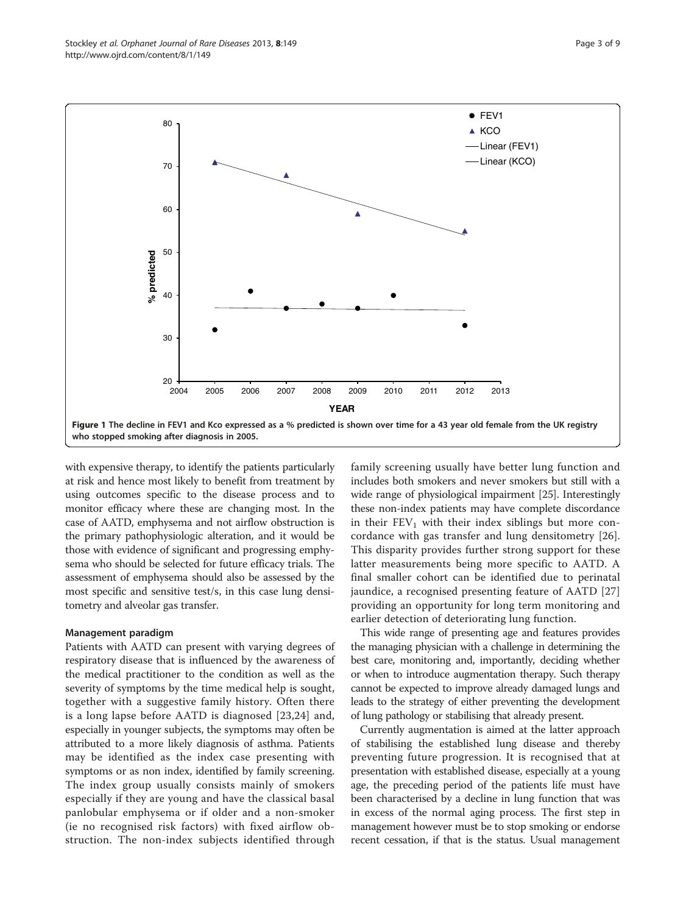80
70
60
50
40
30
20

% predicted

2004 2005 2006 2007 2008 2009 2010 2011 2012 2013

YEAR

● FEV1
▲ KCO
— Linear (FEV1)
— Linear (KCO)

**Figure 1 The decline in FEV1 and Kco expressed as a % predicted is shown over time for a 43 year old female from the UK registry who stopped smoking after diagnosis in 2005.**

with expensive therapy, to identify the patients particularly at risk and hence most likely to benefit from treatment by using outcomes specific to the disease process and to monitor efficacy where these are changing most. In the case of AATD, emphysema and not airflow obstruction is the primary pathophysiologic alteration, and it would be those with evidence of significant and progressing emphysema who should be selected for future efficacy trials. The assessment of emphysema should also be assessed by the most specific and sensitive test/s, in this case lung densitometry and alveolar gas transfer.

### Management paradigm

Patients with AATD can present with varying degrees of respiratory disease that is influenced by the awareness of the medical practitioner to the condition as well as the severity of symptoms by the time medical help is sought, together with a suggestive family history. Often there is a long lapse before AATD is diagnosed [23,24] and, especially in younger subjects, the symptoms may often be attributed to a more likely diagnosis of asthma. Patients may be identified as the index case presenting with symptoms or as non index, identified by family screening. The index group usually consists mainly of smokers especially if they are young and have the classical basal panlobular emphysema or if older and a non-smoker (ie no recognised risk factors) with fixed airflow obstruction. The non-index subjects identified through family screening usually have better lung function and includes both smokers and never smokers but still with a wide range of physiological impairment [25]. Interestingly these non-index patients may have complete discordance in their $FEV_1$ with their index siblings but more concordance with gas transfer and lung densitometry [26]. This disparity provides further strong support for these latter measurements being more specific to AATD. A final smaller cohort can be identified due to perinatal jaundice, a recognised presenting feature of AATD [27] providing an opportunity for long term monitoring and earlier detection of deteriorating lung function.

This wide range of presenting age and features provides the managing physician with a challenge in determining the best care, monitoring and, importantly, deciding whether or when to introduce augmentation therapy. Such therapy cannot be expected to improve already damaged lungs and leads to the strategy of either preventing the development of lung pathology or stabilising that already present.

Currently augmentation is aimed at the latter approach of stabilising the established lung disease and thereby preventing future progression. It is recognised that at presentation with established disease, especially at a young age, the preceding period of the patients life must have been characterised by a decline in lung function that was in excess of the normal aging process. The first step in management however must be to stop smoking or endorse recent cessation, if that is the status. Usual management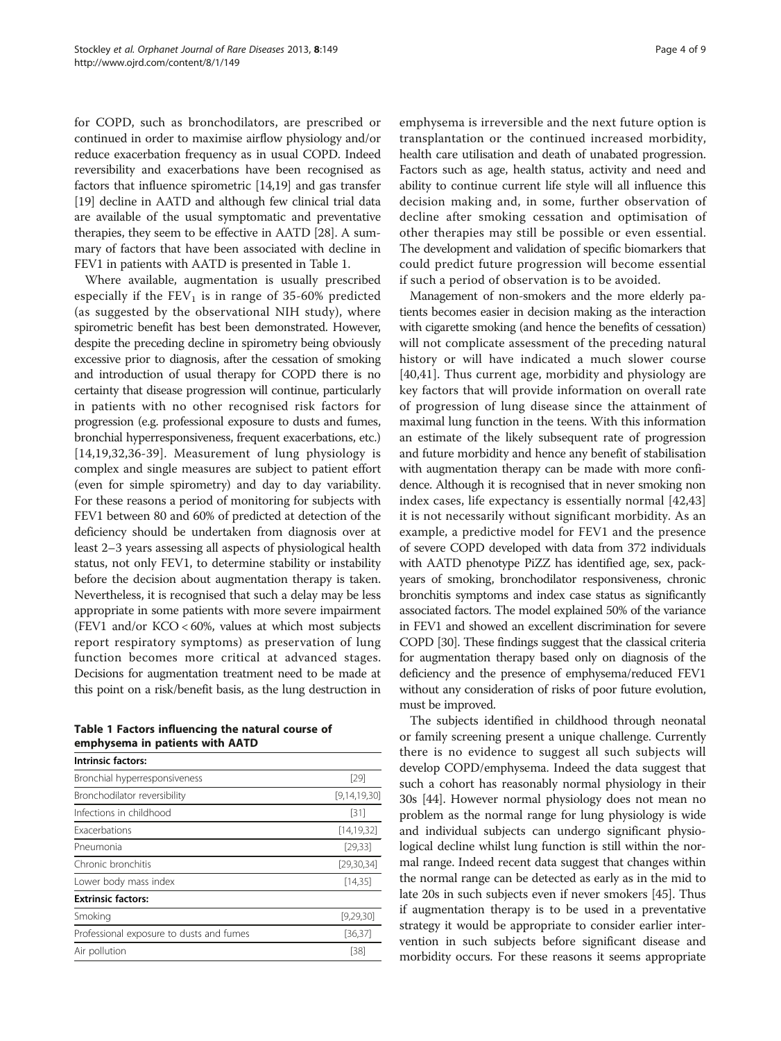for COPD, such as bronchodilators, are prescribed or continued in order to maximise airflow physiology and/or reduce exacerbation frequency as in usual COPD. Indeed reversibility and exacerbations have been recognised as factors that influence spirometric [14,19] and gas transfer [19] decline in AATD and although few clinical trial data are available of the usual symptomatic and preventative therapies, they seem to be effective in AATD [28]. A summary of factors that have been associated with decline in FEV1 in patients with AATD is presented in Table 1.

Where available, augmentation is usually prescribed especially if the $FEV_1$ is in range of 35-60% predicted (as suggested by the observational NIH study), where spirometric benefit has best been demonstrated. However, despite the preceding decline in spirometry being obviously excessive prior to diagnosis, after the cessation of smoking and introduction of usual therapy for COPD there is no certainty that disease progression will continue, particularly in patients with no other recognised risk factors for progression (e.g. professional exposure to dusts and fumes, bronchial hyperresponsiveness, frequent exacerbations, etc.) [14,19,32,36-39]. Measurement of lung physiology is complex and single measures are subject to patient effort (even for simple spirometry) and day to day variability. For these reasons a period of monitoring for subjects with FEV1 between 80 and 60% of predicted at detection of the deficiency should be undertaken from diagnosis over at least 2–3 years assessing all aspects of physiological health status, not only FEV1, to determine stability or instability before the decision about augmentation therapy is taken. Nevertheless, it is recognised that such a delay may be less appropriate in some patients with more severe impairment (FEV1 and/or KCO < 60%, values at which most subjects report respiratory symptoms) as preservation of lung function becomes more critical at advanced stages. Decisions for augmentation treatment need to be made at this point on a risk/benefit basis, as the lung destruction in emphysema is irreversible and the next future option is transplantation or the continued increased morbidity, health care utilisation and death of unabated progression. Factors such as age, health status, activity and need and ability to continue current life style will all influence this decision making and, in some, further observation of decline after smoking cessation and optimisation of other therapies may still be possible or even essential. The development and validation of specific biomarkers that could predict future progression will become essential if such a period of observation is to be avoided.

**Table 1 Factors influencing the natural course of emphysema in patients with AATD**

| | |
|---|---|
| **Intrinsic factors:** | |
| Bronchial hyperresponsiveness | [29] |
| Bronchodilator reversibility | [9,14,19,30] |
| Infections in childhood | [31] |
| Exacerbations | [14,19,32] |
| Pneumonia | [29,33] |
| Chronic bronchitis | [29,30,34] |
| Lower body mass index | [14,35] |
| **Extrinsic factors:** | |
| Smoking | [9,29,30] |
| Professional exposure to dusts and fumes | [36,37] |
| Air pollution | [38] |

Management of non-smokers and the more elderly patients becomes easier in decision making as the interaction with cigarette smoking (and hence the benefits of cessation) will not complicate assessment of the preceding natural history or will have indicated a much slower course [40,41]. Thus current age, morbidity and physiology are key factors that will provide information on overall rate of progression of lung disease since the attainment of maximal lung function in the teens. With this information an estimate of the likely subsequent rate of progression and future morbidity and hence any benefit of stabilisation with augmentation therapy can be made with more confidence. Although it is recognised that in never smoking non index cases, life expectancy is essentially normal [42,43] it is not necessarily without significant morbidity. As an example, a predictive model for FEV1 and the presence of severe COPD developed with data from 372 individuals with AATD phenotype PiZZ has identified age, sex, pack-years of smoking, bronchodilator responsiveness, chronic bronchitis symptoms and index case status as significantly associated factors. The model explained 50% of the variance in FEV1 and showed an excellent discrimination for severe COPD [30]. These findings suggest that the classical criteria for augmentation therapy based only on diagnosis of the deficiency and the presence of emphysema/reduced FEV1 without any consideration of risks of poor future evolution, must be improved.

The subjects identified in childhood through neonatal or family screening present a unique challenge. Currently there is no evidence to suggest all such subjects will develop COPD/emphysema. Indeed the data suggest that such a cohort has reasonably normal physiology in their 30s [44]. However normal physiology does not mean no problem as the normal range for lung physiology is wide and individual subjects can undergo significant physiological decline whilst lung function is still within the normal range. Indeed recent data suggest that changes within the normal range can be detected as early as in the mid to late 20s in such subjects even if never smokers [45]. Thus if augmentation therapy is to be used in a preventative strategy it would be appropriate to consider earlier intervention in such subjects before significant disease and morbidity occurs. For these reasons it seems appropriate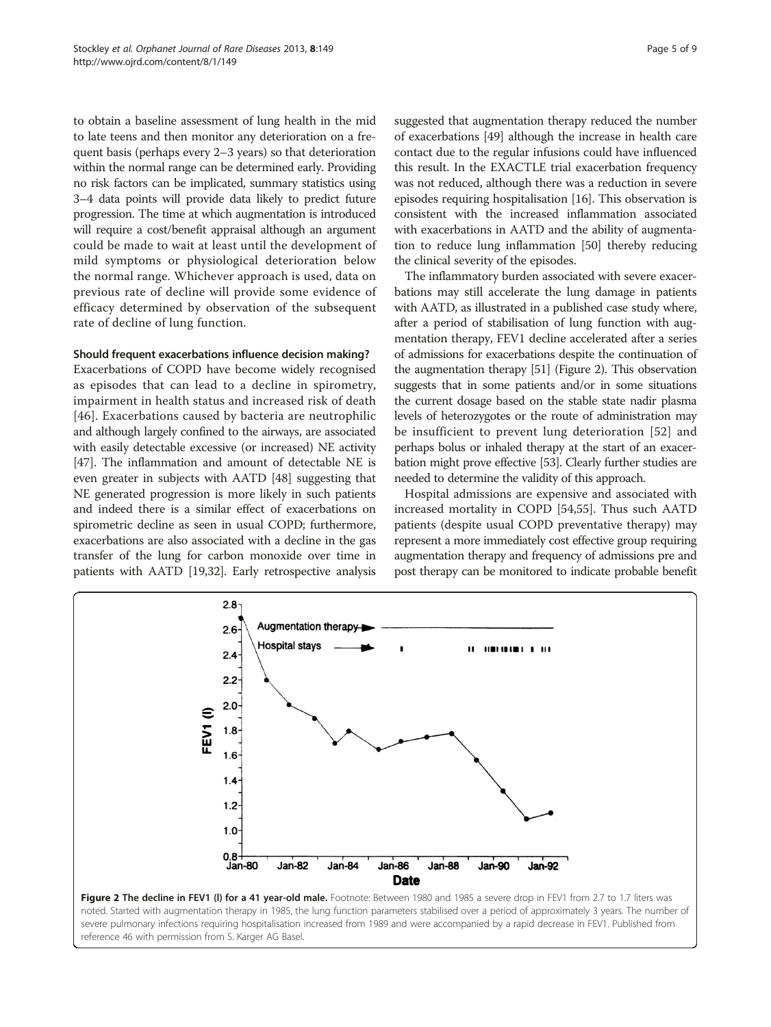to obtain a baseline assessment of lung health in the mid to late teens and then monitor any deterioration on a frequent basis (perhaps every 2–3 years) so that deterioration within the normal range can be determined early. Providing no risk factors can be implicated, summary statistics using 3–4 data points will provide data likely to predict future progression. The time at which augmentation is introduced will require a cost/benefit appraisal although an argument could be made to wait at least until the development of mild symptoms or physiological deterioration below the normal range. Whichever approach is used, data on previous rate of decline will provide some evidence of efficacy determined by observation of the subsequent rate of decline of lung function.

### Should frequent exacerbations influence decision making?

Exacerbations of COPD have become widely recognised as episodes that can lead to a decline in spirometry, impairment in health status and increased risk of death [46]. Exacerbations caused by bacteria are neutrophilic and although largely confined to the airways, are associated with easily detectable excessive (or increased) NE activity [47]. The inflammation and amount of detectable NE is even greater in subjects with AATD [48] suggesting that NE generated progression is more likely in such patients and indeed there is a similar effect of exacerbations on spirometric decline as seen in usual COPD; furthermore, exacerbations are also associated with a decline in the gas transfer of the lung for carbon monoxide over time in patients with AATD [19,32]. Early retrospective analysis suggested that augmentation therapy reduced the number of exacerbations [49] although the increase in health care contact due to the regular infusions could have influenced this result. In the EXACTLE trial exacerbation frequency was not reduced, although there was a reduction in severe episodes requiring hospitalisation [16]. This observation is consistent with the increased inflammation associated with exacerbations in AATD and the ability of augmentation to reduce lung inflammation [50] thereby reducing the clinical severity of the episodes.

The inflammatory burden associated with severe exacerbations may still accelerate the lung damage in patients with AATD, as illustrated in a published case study where, after a period of stabilisation of lung function with augmentation therapy, FEV1 decline accelerated after a series of admissions for exacerbations despite the continuation of the augmentation therapy [51] (Figure 2). This observation suggests that in some patients and/or in some situations the current dosage based on the stable state nadir plasma levels of heterozygotes or the route of administration may be insufficient to prevent lung deterioration [52] and perhaps bolus or inhaled therapy at the start of an exacerbation might prove effective [53]. Clearly further studies are needed to determine the validity of this approach.

Hospital admissions are expensive and associated with increased mortality in COPD [54,55]. Thus such AATD patients (despite usual COPD preventative therapy) may represent a more immediately cost effective group requiring augmentation therapy and frequency of admissions pre and post therapy can be monitored to indicate probable benefit

Augmentation therapy
Hospital stays
FEV1 (l)
2.8
2.6
2.4
2.2
2.0
1.8
1.6
1.4
1.2
1.0
0.8
Jan-80 Jan-82 Jan-84 Jan-86 Jan-88 Jan-90 Jan-92
Date

**Figure 2 The decline in FEV1 (l) for a 41 year-old male.** Footnote: Between 1980 and 1985 a severe drop in FEV1 from 2.7 to 1.7 liters was noted. Started with augmentation therapy in 1985, the lung function parameters stabilised over a period of approximately 3 years. The number of severe pulmonary infections requiring hospitalisation increased from 1989 and were accompanied by a rapid decrease in FEV1. Published from reference 46 with permission from S. Karger AG Basel.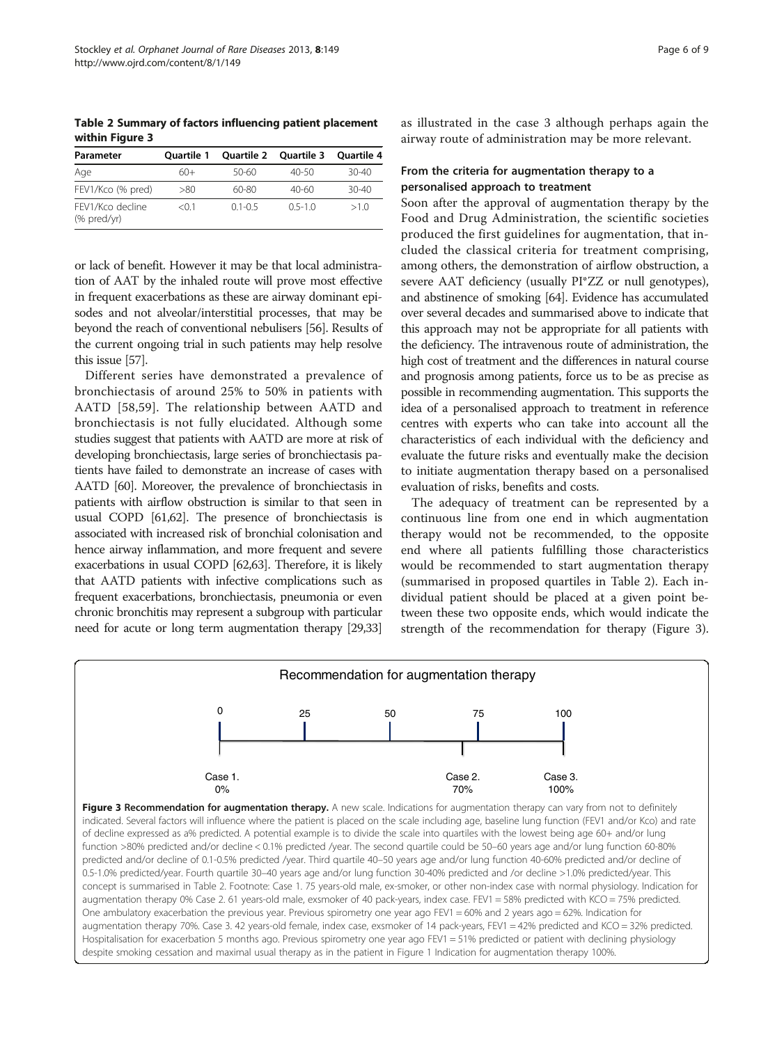**Table 2 Summary of factors influencing patient placement within Figure 3**

| Parameter | Quartile 1 | Quartile 2 | Quartile 3 | Quartile 4 |
|---|---|---|---|---|
| Age | 60+ | 50-60 | 40-50 | 30-40 |
| FEV1/Kco (% pred) | >80 | 60-80 | 40-60 | 30-40 |
| FEV1/Kco decline (% pred/yr) | <0.1 | 0.1-0.5 | 0.5-1.0 | >1.0 |

or lack of benefit. However it may be that local administration of AAT by the inhaled route will prove most effective in frequent exacerbations as these are airway dominant episodes and not alveolar/interstitial processes, that may be beyond the reach of conventional nebulisers [56]. Results of the current ongoing trial in such patients may help resolve this issue [57].

Different series have demonstrated a prevalence of bronchiectasis of around 25% to 50% in patients with AATD [58,59]. The relationship between AATD and bronchiectasis is not fully elucidated. Although some studies suggest that patients with AATD are more at risk of developing bronchiectasis, large series of bronchiectasis patients have failed to demonstrate an increase of cases with AATD [60]. Moreover, the prevalence of bronchiectasis in patients with airflow obstruction is similar to that seen in usual COPD [61,62]. The presence of bronchiectasis is associated with increased risk of bronchial colonisation and hence airway inflammation, and more frequent and severe exacerbations in usual COPD [62,63]. Therefore, it is likely that AATD patients with infective complications such as frequent exacerbations, bronchiectasis, pneumonia or even chronic bronchitis may represent a subgroup with particular need for acute or long term augmentation therapy [29,33] as illustrated in the case 3 although perhaps again the airway route of administration may be more relevant.

## From the criteria for augmentation therapy to a personalised approach to treatment

Soon after the approval of augmentation therapy by the Food and Drug Administration, the scientific societies produced the first guidelines for augmentation, that included the classical criteria for treatment comprising, among others, the demonstration of airflow obstruction, a severe AAT deficiency (usually PI*ZZ or null genotypes), and abstinence of smoking [64]. Evidence has accumulated over several decades and summarised above to indicate that this approach may not be appropriate for all patients with the deficiency. The intravenous route of administration, the high cost of treatment and the differences in natural course and prognosis among patients, force us to be as precise as possible in recommending augmentation. This supports the idea of a personalised approach to treatment in reference centres with experts who can take into account all the characteristics of each individual with the deficiency and evaluate the future risks and eventually make the decision to initiate augmentation therapy based on a personalised evaluation of risks, benefits and costs.

The adequacy of treatment can be represented by a continuous line from one end in which augmentation therapy would not be recommended, to the opposite end where all patients fulfilling those characteristics would be recommended to start augmentation therapy (summarised in proposed quartiles in Table 2). Each individual patient should be placed at a given point between these two opposite ends, which would indicate the strength of the recommendation for therapy (Figure 3).

Recommendation for augmentation therapy

0
25
50
75
100

Case 1.
0%

Case 2.
70%

Case 3.
100%

**Figure 3 Recommendation for augmentation therapy.** A new scale. Indications for augmentation therapy can vary from not to definitely indicated. Several factors will influence where the patient is placed on the scale including age, baseline lung function (FEV1 and/or Kco) and rate of decline expressed as a% predicted. A potential example is to divide the scale into quartiles with the lowest being age 60+ and/or lung function >80% predicted and/or decline < 0.1% predicted /year. The second quartile could be 50–60 years age and/or lung function 60-80% predicted and/or decline of 0.1-0.5% predicted /year. Third quartile 40–50 years age and/or lung function 40-60% predicted and/or decline of 0.5-1.0% predicted/year. Fourth quartile 30–40 years age and/or lung function 30-40% predicted and /or decline >1.0% predicted/year. This concept is summarised in Table 2. Footnote: Case 1. 75 years-old male, ex-smoker, or other non-index case with normal physiology. Indication for augmentation therapy 0% Case 2. 61 years-old male, exsmoker of 40 pack-years, index case. FEV1 = 58% predicted with KCO = 75% predicted. One ambulatory exacerbation the previous year. Previous spirometry one year ago FEV1 = 60% and 2 years ago = 62%. Indication for augmentation therapy 70%. Case 3. 42 years-old female, index case, exsmoker of 14 pack-years, FEV1 = 42% predicted and KCO = 32% predicted. Hospitalisation for exacerbation 5 months ago. Previous spirometry one year ago FEV1 = 51% predicted or patient with declining physiology despite smoking cessation and maximal usual therapy as in the patient in Figure 1 Indication for augmentation therapy 100%.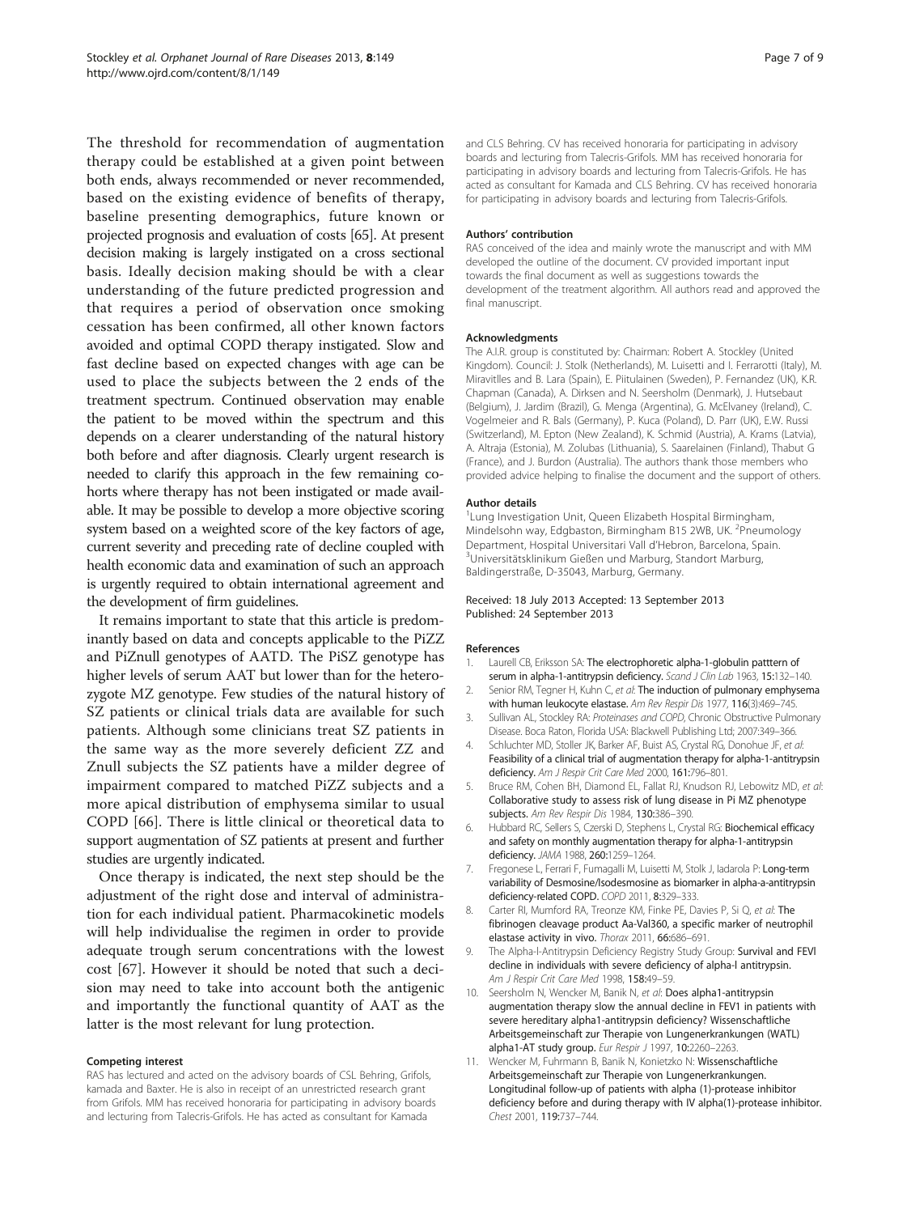The threshold for recommendation of augmentation therapy could be established at a given point between both ends, always recommended or never recommended, based on the existing evidence of benefits of therapy, baseline presenting demographics, future known or projected prognosis and evaluation of costs [65]. At present decision making is largely instigated on a cross sectional basis. Ideally decision making should be with a clear understanding of the future predicted progression and that requires a period of observation once smoking cessation has been confirmed, all other known factors avoided and optimal COPD therapy instigated. Slow and fast decline based on expected changes with age can be used to place the subjects between the 2 ends of the treatment spectrum. Continued observation may enable the patient to be moved within the spectrum and this depends on a clearer understanding of the natural history both before and after diagnosis. Clearly urgent research is needed to clarify this approach in the few remaining cohorts where therapy has not been instigated or made available. It may be possible to develop a more objective scoring system based on a weighted score of the key factors of age, current severity and preceding rate of decline coupled with health economic data and examination of such an approach is urgently required to obtain international agreement and the development of firm guidelines.

It remains important to state that this article is predominantly based on data and concepts applicable to the PiZZ and PiZnull genotypes of AATD. The PiSZ genotype has higher levels of serum AAT but lower than for the heterozygote MZ genotype. Few studies of the natural history of SZ patients or clinical trials data are available for such patients. Although some clinicians treat SZ patients in the same way as the more severely deficient ZZ and Znull subjects the SZ patients have a milder degree of impairment compared to matched PiZZ subjects and a more apical distribution of emphysema similar to usual COPD [66]. There is little clinical or theoretical data to support augmentation of SZ patients at present and further studies are urgently indicated.

Once therapy is indicated, the next step should be the adjustment of the right dose and interval of administration for each individual patient. Pharmacokinetic models will help individualise the regimen in order to provide adequate trough serum concentrations with the lowest cost [67]. However it should be noted that such a decision may need to take into account both the antigenic and importantly the functional quantity of AAT as the latter is the most relevant for lung protection.

#### Competing interest

RAS has lectured and acted on the advisory boards of CSL Behring, Grifols, kamada and Baxter. He is also in receipt of an unrestricted research grant from Grifols. MM has received honoraria for participating in advisory boards and lecturing from Talecris-Grifols. He has acted as consultant for Kamada and CLS Behring. CV has received honoraria for participating in advisory boards and lecturing from Talecris-Grifols. MM has received honoraria for participating in advisory boards and lecturing from Talecris-Grifols. He has acted as consultant for Kamada and CLS Behring. CV has received honoraria for participating in advisory boards and lecturing from Talecris-Grifols.

#### Authors' contribution

RAS conceived of the idea and mainly wrote the manuscript and with MM developed the outline of the document. CV provided important input towards the final document as well as suggestions towards the development of the treatment algorithm. All authors read and approved the final manuscript.

#### Acknowledgments

The A.I.R. group is constituted by: Chairman: Robert A. Stockley (United Kingdom). Council: J. Stolk (Netherlands), M. Luisetti and I. Ferrarotti (Italy), M. Miravitlles and B. Lara (Spain), E. Piitulainen (Sweden), P. Fernandez (UK), K.R. Chapman (Canada), A. Dirksen and N. Seersholm (Denmark), J. Hutsebaut (Belgium), J. Jardim (Brazil), G. Menga (Argentina), G. McElvaney (Ireland), C. Vogelmeier and R. Bals (Germany), P. Kuca (Poland), D. Parr (UK), E.W. Russi (Switzerland), M. Epton (New Zealand), K. Schmid (Austria), A. Krams (Latvia), A. Altraja (Estonia), M. Zolubas (Lithuania), S. Saarelainen (Finland), Thabut G (France), and J. Burdon (Australia). The authors thank those members who provided advice helping to finalise the document and the support of others.

#### Author details

[1]Lung Investigation Unit, Queen Elizabeth Hospital Birmingham, Mindelsohn way, Edgbaston, Birmingham B15 2WB, UK. [2]Pneumology Department, Hospital Universitari Vall d'Hebron, Barcelona, Spain. [3]Universitätsklinikum Gießen und Marburg, Standort Marburg, Baldingerstraße, D-35043, Marburg, Germany.

Received: 18 July 2013 Accepted: 13 September 2013
Published: 24 September 2013

#### References

1. Laurell CB, Eriksson SA: **The electrophoretic alpha-1-globulin patttern of serum in alpha-1-antitrypsin deficiency.** *Scand J Clin Lab* 1963, **15:**132–140.
2. Senior RM, Tegner H, Kuhn C, *et al*: **The induction of pulmonary emphysema with human leukocyte elastase.** *Am Rev Respir Dis* 1977, **116**(3):469–745.
3. Sullivan AL, Stockley RA: *Proteinases and COPD*, Chronic Obstructive Pulmonary Disease. Boca Raton, Florida USA: Blackwell Publishing Ltd; 2007:349–366.
4. Schluchter MD, Stoller JK, Barker AF, Buist AS, Crystal RG, Donohue JF, *et al*: **Feasibility of a clinical trial of augmentation therapy for alpha-1-antitrypsin deficiency.** *Am J Respir Crit Care Med* 2000, **161:**796–801.
5. Bruce RM, Cohen BH, Diamond EL, Fallat RJ, Knudson RJ, Lebowitz MD, *et al*: **Collaborative study to assess risk of lung disease in Pi MZ phenotype subjects.** *Am Rev Respir Dis* 1984, **130:**386–390.
6. Hubbard RC, Sellers S, Czerski D, Stephens L, Crystal RG: **Biochemical efficacy and safety on monthly augmentation therapy for alpha-1-antitrypsin deficiency.** *JAMA* 1988, **260:**1259–1264.
7. Fregonese L, Ferrari F, Fumagalli M, Luisetti M, Stolk J, Iadarola P: **Long-term variability of Desmosine/Isodesmosine as biomarker in alpha-a-antitrypsin deficiency-related COPD.** *COPD* 2011, **8:**329–333.
8. Carter RI, Mumford RA, Treonze KM, Finke PE, Davies P, Si Q, *et al*: **The fibrinogen cleavage product Aa-Val360, a specific marker of neutrophil elastase activity in vivo.** *Thorax* 2011, **66:**686–691.
9. The Alpha-l-Antitrypsin Deficiency Registry Study Group: **Survival and FEVl decline in individuals with severe deficiency of alpha-l antitrypsin.** *Am J Respir Crit Care Med* 1998, **158:**49–59.
10. Seersholm N, Wencker M, Banik N, *et al*: **Does alpha1-antitrypsin augmentation therapy slow the annual decline in FEV1 in patients with severe hereditary alpha1-antitrypsin deficiency? Wissenschaftliche Arbeitsgemeinschaft zur Therapie von Lungenerkrankungen (WATL) alpha1-AT study group.** *Eur Respir J* 1997, **10:**2260–2263.
11. Wencker M, Fuhrmann B, Banik N, Konietzko N: **Wissenschaftliche Arbeitsgemeinschaft zur Therapie von Lungenerkrankungen. Longitudinal follow-up of patients with alpha (1)-protease inhibitor deficiency before and during therapy with IV alpha(1)-protease inhibitor.** *Chest* 2001, **119:**737–744.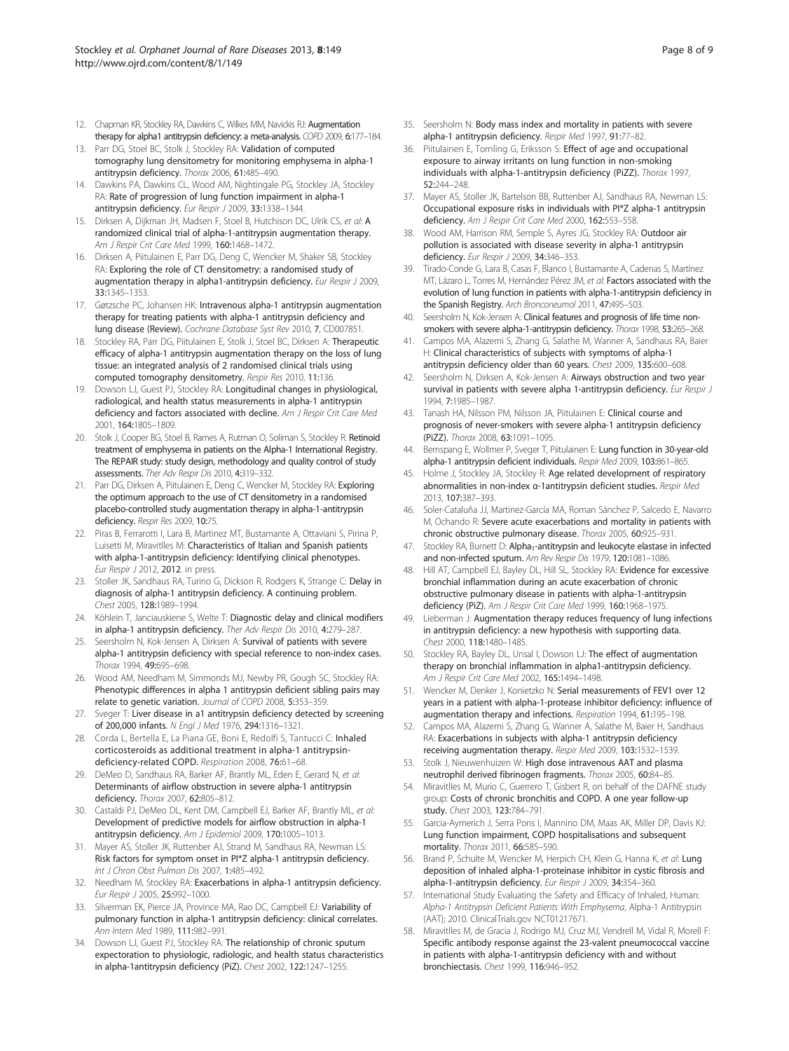12. Chapman KR, Stockley RA, Dawkins C, Wilkes MM, Navickis RJ: **Augmentation therapy for alpha1 antitrypsin deficiency: a meta-analysis.** *COPD* 2009, **6:**177–184.
13. Parr DG, Stoel BC, Stolk J, Stockley RA: **Validation of computed tomography lung densitometry for monitoring emphysema in alpha-1 antitrypsin deficiency.** *Thorax* 2006, **61:**485–490.
14. Dawkins PA, Dawkins CL, Wood AM, Nightingale PG, Stockley JA, Stockley RA: **Rate of progression of lung function impairment in alpha-1 antitrypsin deficiency.** *Eur Respir J* 2009, **33:**1338–1344.
15. Dirksen A, Dijkman JH, Madsen F, Stoel B, Hutchison DC, Ulrik CS, *et al*: **A randomized clinical trial of alpha-1-antitrypsin augmentation therapy.** *Am J Respir Crit Care Med* 1999, **160:**1468–1472.
16. Dirksen A, Piitulainen E, Parr DG, Deng C, Wencker M, Shaker SB, Stockley RA: **Exploring the role of CT densitometry: a randomised study of augmentation therapy in alpha1-antitrypsin deficiency.** *Eur Respir J* 2009, **33:**1345–1353.
17. Gøtzsche PC, Johansen HK: **Intravenous alpha-1 antitrypsin augmentation therapy for treating patients with alpha-1 antitrypsin deficiency and lung disease (Review).** *Cochrane Database Syst Rev* 2010, **7**, CD007851.
18. Stockley RA, Parr DG, Piitulainen E, Stolk J, Stoel BC, Dirksen A: **Therapeutic efficacy of alpha-1 antitrypsin augmentation therapy on the loss of lung tissue: an integrated analysis of 2 randomised clinical trials using computed tomography densitometry.** *Respir Res* 2010, **11:**136.
19. Dowson LJ, Guest PJ, Stockley RA: **Longitudinal changes in physiological, radiological, and health status measurements in alpha-1 antitrypsin deficiency and factors associated with decline.** *Am J Respir Crit Care Med* 2001, **164:**1805–1809.
20. Stolk J, Cooper BG, Stoel B, Rames A, Rutman O, Soliman S, Stockley R: **Retinoid treatment of emphysema in patients on the Alpha-1 International Registry. The REPAIR study: study design, methodology and quality control of study assessments.** *Ther Adv Respir Dis* 2010, **4:**319–332.
21. Parr DG, Dirksen A, Piitulainen E, Deng C, Wencker M, Stockley RA: **Exploring the optimum approach to the use of CT densitometry in a randomised placebo-controlled study augmentation therapy in alpha-1-antitrypsin deficiency.** *Respir Res* 2009, **10:**75.
22. Piras B, Ferrarotti I, Lara B, Martinez MT, Bustamante A, Ottaviani S, Pirina P, Luisetti M, Miravitlles M: **Characteristics of Italian and Spanish patients with alpha-1-antitrypsin deficiency: Identifying clinical phenotypes.** *Eur Respir J* 2012, **2012**. in press.
23. Stoller JK, Sandhaus RA, Turino G, Dickson R, Rodgers K, Strange C: **Delay in diagnosis of alpha-1 antitrypsin deficiency. A continuing problem.** *Chest* 2005, **128:**1989–1994.
24. Köhlein T, Janciauskiene S, Welte T: **Diagnostic delay and clinical modifiers in alpha-1 antitrypsin deficiency.** *Ther Adv Respir Dis* 2010, **4:**279–287.
25. Seersholm N, Kok-Jensen A, Dirksen A: **Survival of patients with severe alpha-1 antitrypsin deficiency with special reference to non-index cases.** *Thorax* 1994, **49:**695–698.
26. Wood AM, Needham M, Simmonds MJ, Newby PR, Gough SC, Stockley RA: **Phenotypic differences in alpha 1 antitrypsin deficient sibling pairs may relate to genetic variation.** *Journal of COPD* 2008, **5:**353–359.
27. Sveger T: **Liver disease in a1 antitrypsin deficiency detected by screening of 200,000 infants.** *N Engl J Med* 1976, **294:**1316–1321.
28. Corda L, Bertella E, La Piana GE, Boni E, Redolfi S, Tantucci C: **Inhaled corticosteroids as additional treatment in alpha-1 antitrypsin-deficiency-related COPD.** *Respiration* 2008, **76:**61–68.
29. DeMeo D, Sandhaus RA, Barker AF, Brantly ML, Eden E, Gerand N, *et al*: **Determinants of airflow obstruction in severe alpha-1 antitrypsin deficiency.** *Thorax* 2007, **62:**805–812.
30. Castaldi PJ, DeMeo DL, Kent DM, Campbell EJ, Barker AF, Brantly ML, *et al*: **Development of predictive models for airflow obstruction in alpha-1 antitrypsin deficiency.** *Am J Epidemiol* 2009, **170:**1005–1013.
31. Mayer AS, Stoller JK, Ruttenber AJ, Strand M, Sandhaus RA, Newman LS: **Risk factors for symptom onset in PI*Z alpha-1 antitrypsin deficiency.** *Int J Chron Obst Pulmon Dis* 2007, **1:**485–492.
32. Needham M, Stockley RA: **Exacerbations in alpha-1 antitrypsin deficiency.** *Eur Respir J* 2005, **25:**992–1000.
33. Silverman EK, Pierce JA, Province MA, Rao DC, Campbell EJ: **Variability of pulmonary function in alpha-1 antitrypsin deficiency: clinical correlates.** *Ann Intern Med* 1989, **111:**982–991.
34. Dowson LJ, Guest PJ, Stockley RA: **The relationship of chronic sputum expectoration to physiologic, radiologic, and health status characteristics in alpha-1antitrypsin deficiency (PiZ).** *Chest* 2002, **122:**1247–1255.
35. Seersholm N: **Body mass index and mortality in patients with severe alpha-1 antitrypsin deficiency.** *Respir Med* 1997, **91:**77–82.
36. Piitulainen E, Tornling G, Eriksson S: **Effect of age and occupational exposure to airway irritants on lung function in non-smoking individuals with alpha-1-antitrypsin deficiency (PiZZ).** *Thorax* 1997, **52:**244–248.
37. Mayer AS, Stoller JK, Bartelson BB, Ruttenber AJ, Sandhaus RA, Newman LS: **Occupational exposure risks in individuals with PI*Z alpha-1 antitrypsin deficiency.** *Am J Respir Crit Care Med* 2000, **162:**553–558.
38. Wood AM, Harrison RM, Semple S, Ayres JG, Stockley RA: **Outdoor air pollution is associated with disease severity in alpha-1 antitrypsin deficiency.** *Eur Respir J* 2009, **34:**346–353.
39. Tirado-Conde G, Lara B, Casas F, Blanco I, Bustamante A, Cadenas S, Martínez MT, Lázaro L, Torres M, Hernández Pérez JM, *et al*: **Factors associated with the evolution of lung function in patients with alpha-1-antitrypsin deficiency in the Spanish Registry.** *Arch Bronconeumol* 2011, **47:**495–503.
40. Seersholm N, Kok-Jensen A: **Clinical features and prognosis of life time non-smokers with severe alpha-1-antitrypsin deficiency.** *Thorax* 1998, **53:**265–268.
41. Campos MA, Alazemi S, Zhang G, Salathe M, Wanner A, Sandhaus RA, Baier H: **Clinical characteristics of subjects with symptoms of alpha-1 antitrypsin deficiency older than 60 years.** *Chest* 2009, **135:**600–608.
42. Seersholm N, Dirksen A, Kok-Jensen A: **Airways obstruction and two year survival in patients with severe alpha 1-antitrypsin deficiency.** *Eur Respir J* 1994, **7:**1985–1987.
43. Tanash HA, Nilsson PM, Nilsson JA, Piitulainen E: **Clinical course and prognosis of never-smokers with severe alpha-1 antitrypsin deficiency (PiZZ).** *Thorax* 2008, **63:**1091–1095.
44. Bernspang E, Wollmer P, Sveger T, Piitulainen E: **Lung function in 30-year-old alpha-1 antitrypsin deficient individuals.** *Respir Med* 2009, **103:**861–865.
45. Holme J, Stockley JA, Stockley R: **Age related development of respiratory abnormalities in non-index α-1antitrypsin deficient studies.** *Respir Med* 2013, **107:**387–393.
46. Soler-Cataluña JJ, Martinez-García MA, Roman Sánchez P, Salcedo E, Navarro M, Ochando R: **Severe acute exacerbations and mortality in patients with chronic obstructive pulmonary disease.** *Thorax* 2005, **60:**925–931.
47. Stockley RA, Burnett D: **Alpha$_1$-antitrypsin and leukocyte elastase in infected and non-infected sputum.** *Am Rev Respir Dis* 1979, **120:**1081–1086.
48. Hill AT, Campbell EJ, Bayley DL, Hill SL, Stockley RA: **Evidence for excessive bronchial inflammation during an acute exacerbation of chronic obstructive pulmonary disease in patients with alpha-1-antitrypsin deficiency (PiZ).** *Am J Respir Crit Care Med* 1999, **160:**1968–1975.
49. Lieberman J: **Augmentation therapy reduces frequency of lung infections in antitrypsin deficiency: a new hypothesis with supporting data.** *Chest* 2000, **118:**1480–1485.
50. Stockley RA, Bayley DL, Unsal I, Dowson LJ: **The effect of augmentation therapy on bronchial inflammation in alpha1-antitrypsin deficiency.** *Am J Respir Crit Care Med* 2002, **165:**1494–1498.
51. Wencker M, Denker J, Konietzko N: **Serial measurements of FEV1 over 12 years in a patient with alpha-1-protease inhibitor deficiency: influence of augmentation therapy and infections.** *Respiration* 1994, **61:**195–198.
52. Campos MA, Alazemi S, Zhang G, Wanner A, Salathe M, Baier H, Sandhaus RA: **Exacerbations in subjects with alpha-1 antitrypsin deficiency receiving augmentation therapy.** *Respir Med* 2009, **103:**1532–1539.
53. Stolk J, Nieuwenhuizen W: **High dose intravenous AAT and plasma neutrophil derived fibrinogen fragments.** *Thorax* 2005, **60:**84–85.
54. Miravitlles M, Murio C, Guerrero T, Gisbert R, on behalf of the DAFNE study group: **Costs of chronic bronchitis and COPD. A one year follow-up study.** *Chest* 2003, **123:**784–791.
55. Garcia-Aymerich J, Serra Pons I, Mannino DM, Maas AK, Miller DP, Davis KJ: **Lung function impairment, COPD hospitalisations and subsequent mortality.** *Thorax* 2011, **66:**585–590.
56. Brand P, Schulte M, Wencker M, Herpich CH, Klein G, Hanna K, *et al*: **Lung deposition of inhaled alpha-1-proteinase inhibitor in cystic fibrosis and alpha-1-antitrypsin deficiency.** *Eur Respir J* 2009, **34:**354–360.
57. International Study Evaluating the Safety and Efficacy of Inhaled, Human: *Alpha-1 Antitrypsin Deficient Patients With Emphysema*, Alpha-1 Antitrypsin (AAT); 2010. ClinicalTrials.gov NCT01217671.
58. Miravitlles M, de Gracia J, Rodrigo MJ, Cruz MJ, Vendrell M, Vidal R, Morell F: **Specific antibody response against the 23-valent pneumococcal vaccine in patients with alpha-1-antitrypsin deficiency with and without bronchiectasis.** *Chest* 1999, **116:**946–952.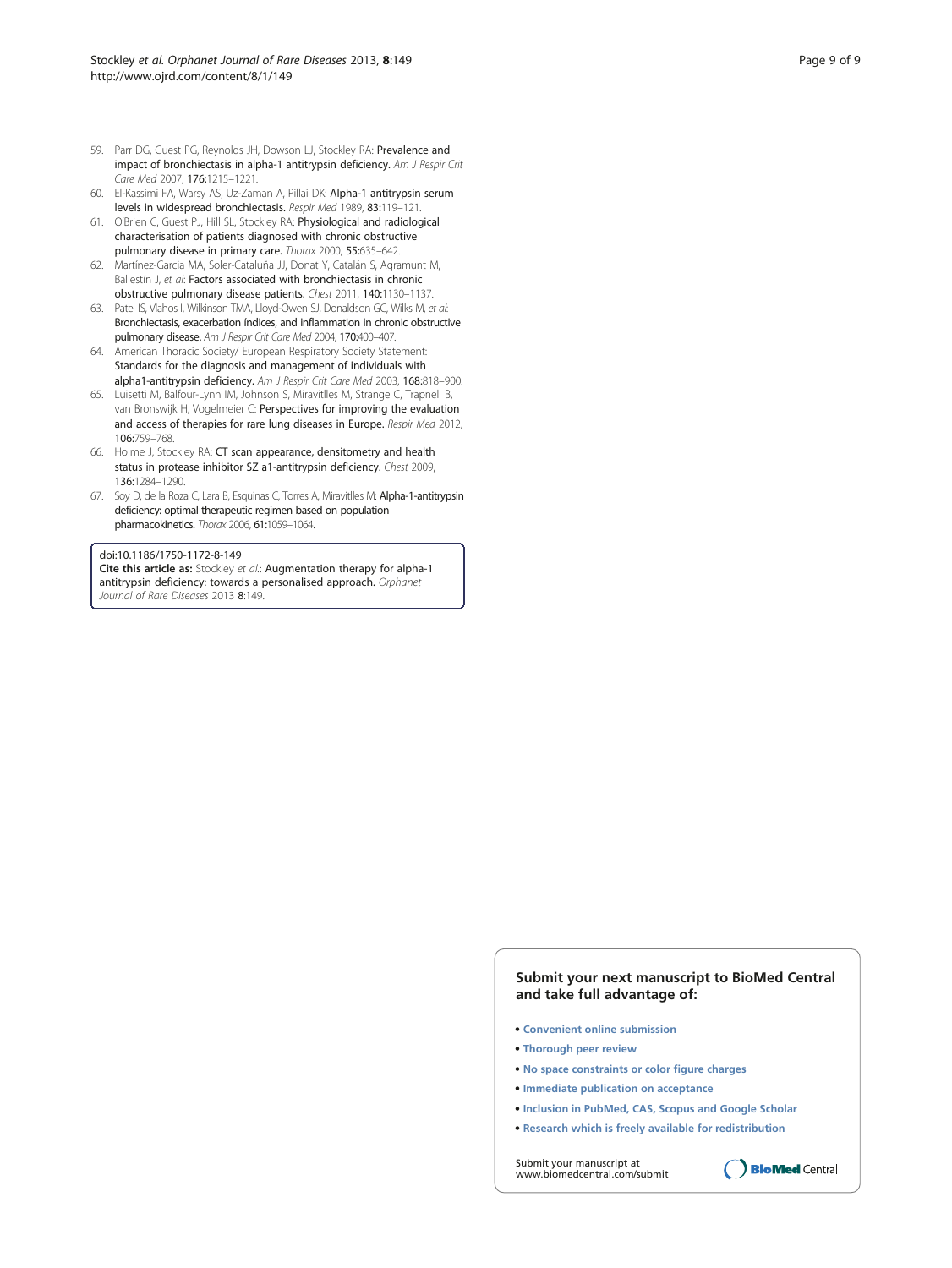59. Parr DG, Guest PG, Reynolds JH, Dowson LJ, Stockley RA: **Prevalence and impact of bronchiectasis in alpha-1 antitrypsin deficiency.** *Am J Respir Crit Care Med* 2007, **176**:1215–1221.
60. El-Kassimi FA, Warsy AS, Uz-Zaman A, Pillai DK: **Alpha-1 antitrypsin serum levels in widespread bronchiectasis.** *Respir Med* 1989, **83**:119–121.
61. O'Brien C, Guest PJ, Hill SL, Stockley RA: **Physiological and radiological characterisation of patients diagnosed with chronic obstructive pulmonary disease in primary care.** *Thorax* 2000, **55**:635–642.
62. Martínez-Garcia MA, Soler-Cataluña JJ, Donat Y, Catalán S, Agramunt M, Ballestín J, *et al*: **Factors associated with bronchiectasis in chronic obstructive pulmonary disease patients.** *Chest* 2011, **140**:1130–1137.
63. Patel IS, Vlahos I, Wilkinson TMA, Lloyd-Owen SJ, Donaldson GC, Wilks M, *et al*: **Bronchiectasis, exacerbation indices, and inflammation in chronic obstructive pulmonary disease.** *Am J Respir Crit Care Med* 2004, **170**:400–407.
64. American Thoracic Society/ European Respiratory Society Statement: **Standards for the diagnosis and management of individuals with alpha1-antitrypsin deficiency.** *Am J Respir Crit Care Med* 2003, **168**:818–900.
65. Luisetti M, Balfour-Lynn IM, Johnson S, Miravitlles M, Strange C, Trapnell B, van Bronswijk H, Vogelmeier C: **Perspectives for improving the evaluation and access of therapies for rare lung diseases in Europe.** *Respir Med* 2012, **106**:759–768.
66. Holme J, Stockley RA: **CT scan appearance, densitometry and health status in protease inhibitor SZ a1-antitrypsin deficiency.** *Chest* 2009, **136**:1284–1290.
67. Soy D, de la Roza C, Lara B, Esquinas C, Torres A, Miravitlles M: **Alpha-1-antitrypsin deficiency: optimal therapeutic regimen based on population pharmacokinetics.** *Thorax* 2006, **61**:1059–1064.

doi:10.1186/1750-1172-8-149
**Cite this article as:** Stockley *et al.*: Augmentation therapy for alpha-1 antitrypsin deficiency: towards a personalised approach. *Orphanet Journal of Rare Diseases* 2013 **8**:149.

**Submit your next manuscript to BioMed Central and take full advantage of:**

- **Convenient online submission**
- **Thorough peer review**
- **No space constraints or color figure charges**
- **Immediate publication on acceptance**
- **Inclusion in PubMed, CAS, Scopus and Google Scholar**
- **Research which is freely available for redistribution**

Submit your manuscript at www.biomedcentral.com/submit

BioMed Central